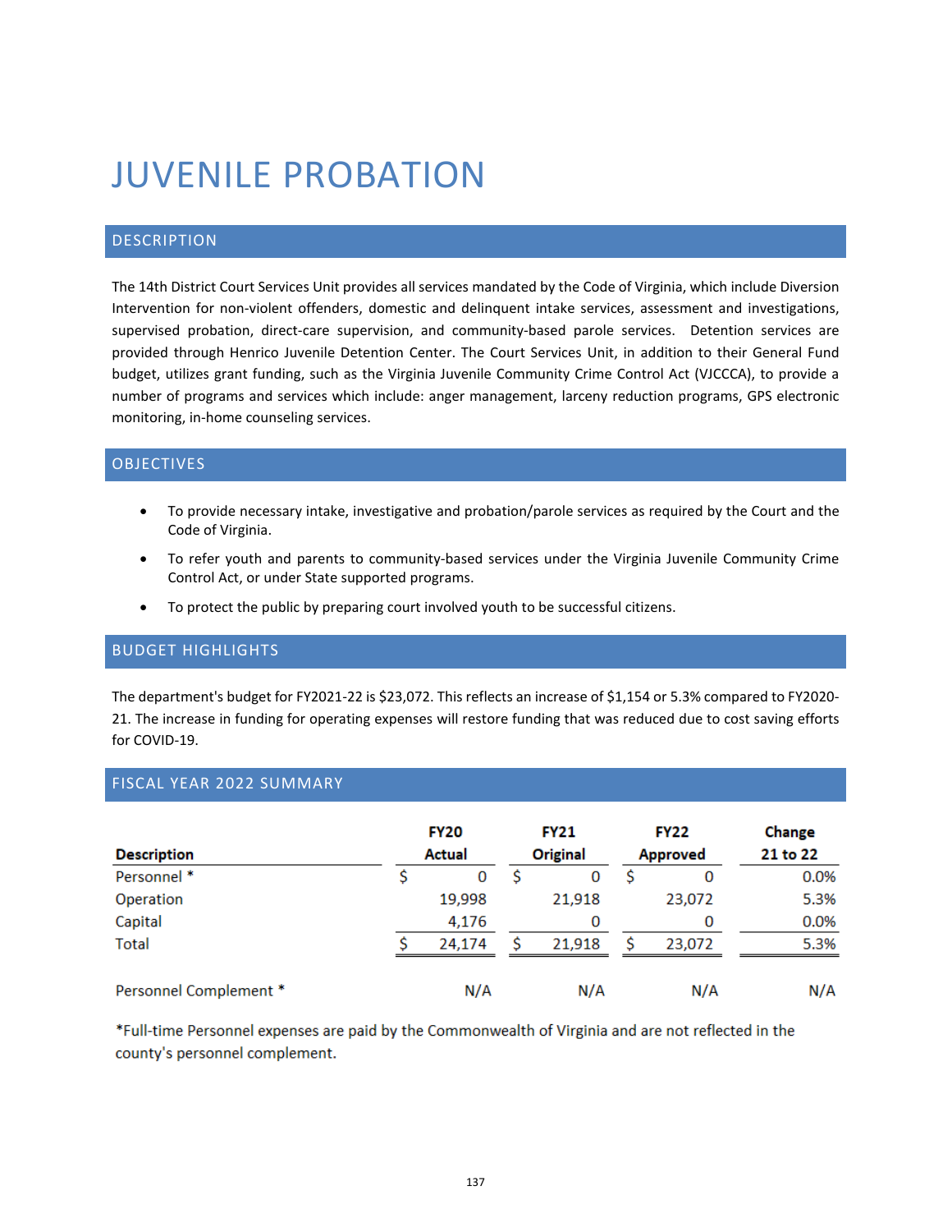# JUVENILE PROBATION

## DESCRIPTION

The 14th District Court Services Unit provides all services mandated by the Code of Virginia, which include Diversion Intervention for non-violent offenders, domestic and delinquent intake services, assessment and investigations, supervised probation, direct-care supervision, and community-based parole services. Detention services are provided through Henrico Juvenile Detention Center. The Court Services Unit, in addition to their General Fund budget, utilizes grant funding, such as the Virginia Juvenile Community Crime Control Act (VJCCCA), to provide a number of programs and services which include: anger management, larceny reduction programs, GPS electronic monitoring, in-home counseling services.

## OBJECTIVES

- To provide necessary intake, investigative and probation/parole services as required by the Court and the Code of Virginia.
- To refer youth and parents to community-based services under the Virginia Juvenile Community Crime Control Act, or under State supported programs.
- To protect the public by preparing court involved youth to be successful citizens.

## BUDGET HIGHLIGHTS

The department's budget for FY2021-22 is $23,072. This reflects an increase of $1,154 or 5.3% compared to FY2020-21. The increase in funding for operating expenses will restore funding that was reduced due to cost saving efforts for COVID-19.

## FISCAL YEAR 2022 SUMMARY

| Description | FY20 Actual | FY21 Original | FY22 Approved | Change 21 to 22 |
|---|---|---|---|---|
| Personnel * | $ 0 | $ 0 | $ 0 | 0.0% |
| Operation | 19,998 | 21,918 | 23,072 | 5.3% |
| Capital | 4,176 | 0 | 0 | 0.0% |
| Total | $ 24,174 | $ 21,918 | $ 23,072 | 5.3% |
| | | | | |
| Personnel Complement * | N/A | N/A | N/A | N/A |

*Full-time Personnel expenses are paid by the Commonwealth of Virginia and are not reflected in the county's personnel complement.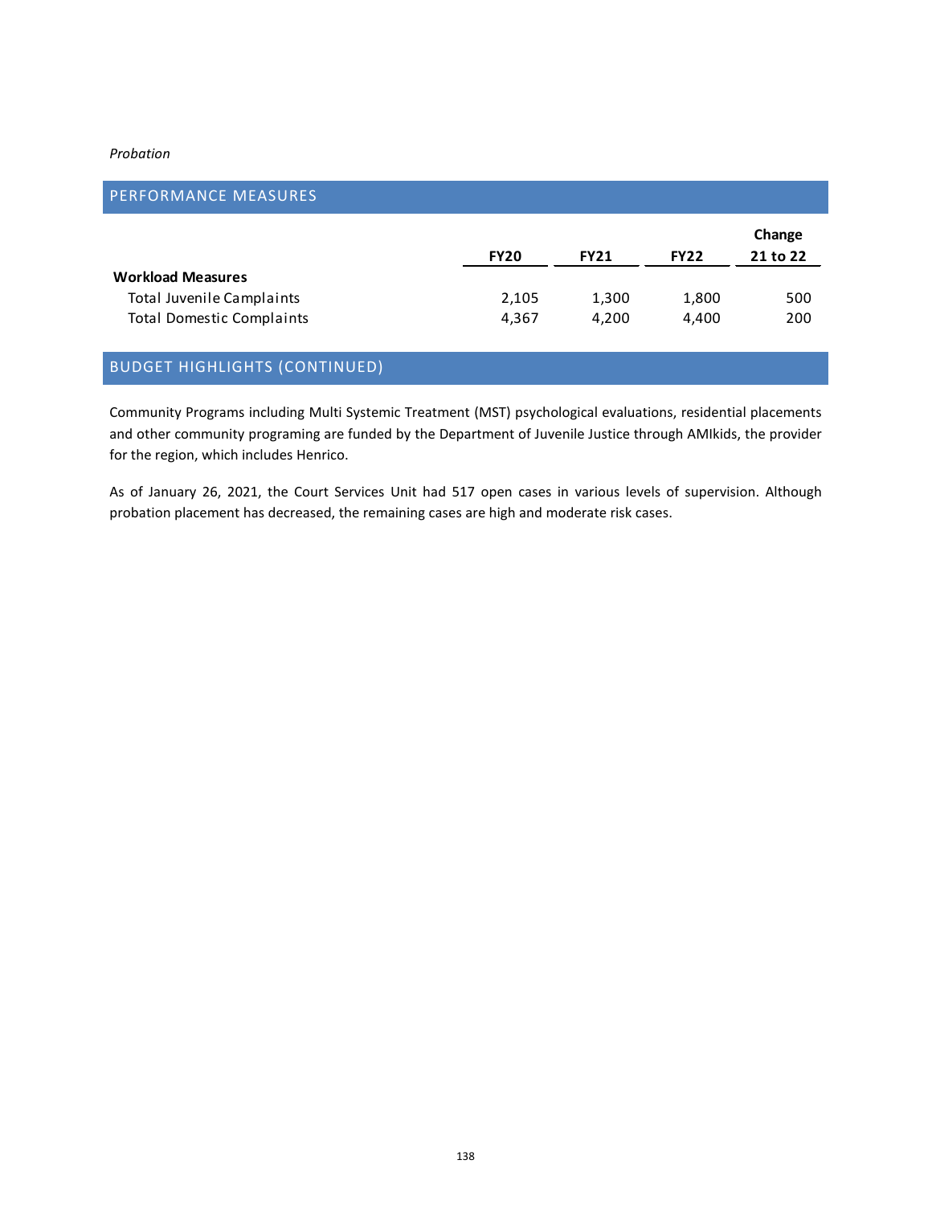*Probation*

## PERFORMANCE MEASURES

| | FY20 | FY21 | FY22 | Change 21 to 22 |
|---|---|---|---|---|
| **Workload Measures** | | | | |
| Total Juvenile Camplaints | 2,105 | 1,300 | 1,800 | 500 |
| Total Domestic Complaints | 4,367 | 4,200 | 4,400 | 200 |

## BUDGET HIGHLIGHTS (CONTINUED)

Community Programs including Multi Systemic Treatment (MST) psychological evaluations, residential placements and other community programing are funded by the Department of Juvenile Justice through AMIkids, the provider for the region, which includes Henrico.

As of January 26, 2021, the Court Services Unit had 517 open cases in various levels of supervision. Although probation placement has decreased, the remaining cases are high and moderate risk cases.